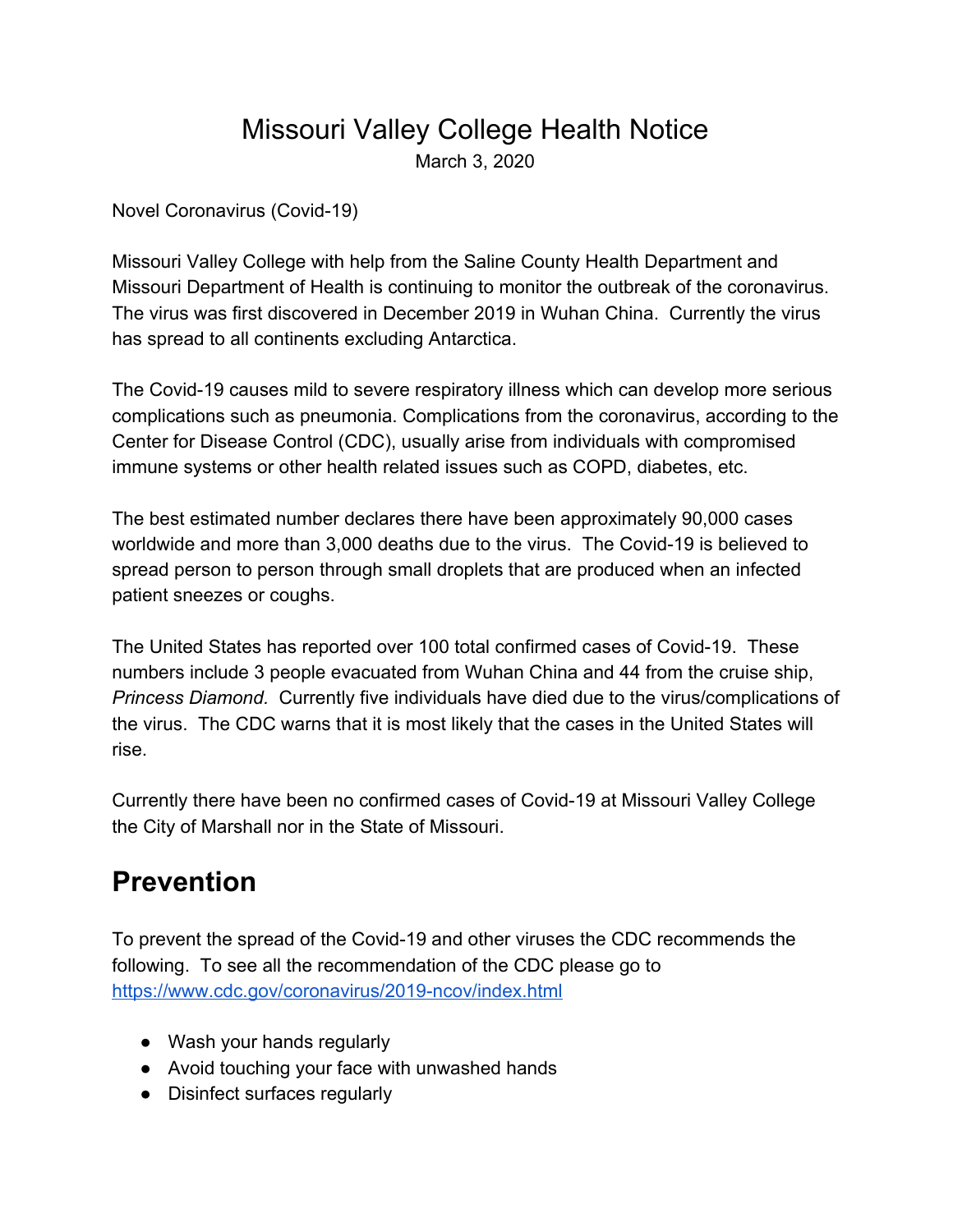# Missouri Valley College Health Notice

March 3, 2020

Novel Coronavirus (Covid-19)

Missouri Valley College with help from the Saline County Health Department and Missouri Department of Health is continuing to monitor the outbreak of the coronavirus. The virus was first discovered in December 2019 in Wuhan China. Currently the virus has spread to all continents excluding Antarctica.

The Covid-19 causes mild to severe respiratory illness which can develop more serious complications such as pneumonia. Complications from the coronavirus, according to the Center for Disease Control (CDC), usually arise from individuals with compromised immune systems or other health related issues such as COPD, diabetes, etc.

The best estimated number declares there have been approximately 90,000 cases worldwide and more than 3,000 deaths due to the virus. The Covid-19 is believed to spread person to person through small droplets that are produced when an infected patient sneezes or coughs.

The United States has reported over 100 total confirmed cases of Covid-19. These numbers include 3 people evacuated from Wuhan China and 44 from the cruise ship, *Princess Diamond.* Currently five individuals have died due to the virus/complications of the virus. The CDC warns that it is most likely that the cases in the United States will rise.

Currently there have been no confirmed cases of Covid-19 at Missouri Valley College the City of Marshall nor in the State of Missouri.

## Prevention

To prevent the spread of the Covid-19 and other viruses the CDC recommends the following. To see all the recommendation of the CDC please go to [https://www.cdc.gov/coronavirus/2019-ncov/index.html](https://www.cdc.gov/coronavirus/2019-ncov/index.html)

- Wash your hands regularly
- Avoid touching your face with unwashed hands
- Disinfect surfaces regularly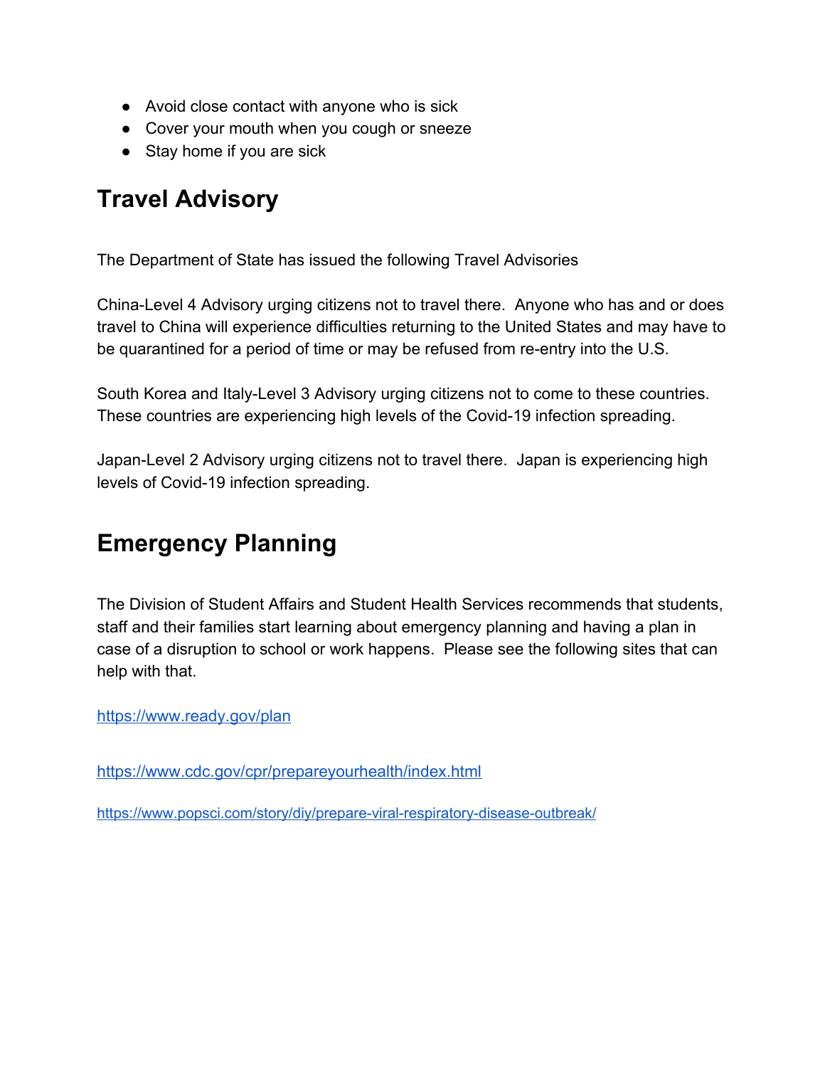- Avoid close contact with anyone who is sick
- Cover your mouth when you cough or sneeze
- Stay home if you are sick

## Travel Advisory

The Department of State has issued the following Travel Advisories

China-Level 4 Advisory urging citizens not to travel there. Anyone who has and or does travel to China will experience difficulties returning to the United States and may have to be quarantined for a period of time or may be refused from re-entry into the U.S.

South Korea and Italy-Level 3 Advisory urging citizens not to come to these countries. These countries are experiencing high levels of the Covid-19 infection spreading.

Japan-Level 2 Advisory urging citizens not to travel there. Japan is experiencing high levels of Covid-19 infection spreading.

## Emergency Planning

The Division of Student Affairs and Student Health Services recommends that students, staff and their families start learning about emergency planning and having a plan in case of a disruption to school or work happens. Please see the following sites that can help with that.

https://www.ready.gov/plan

https://www.cdc.gov/cpr/prepareyourhealth/index.html

https://www.popsci.com/story/diy/prepare-viral-respiratory-disease-outbreak/